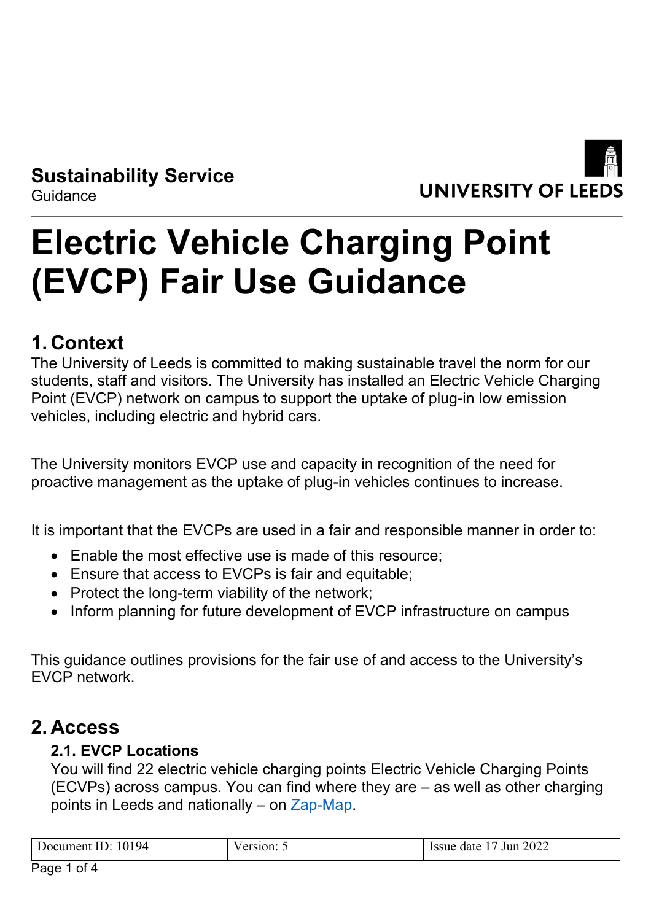**Sustainability Service**
Guidance

UNIVERSITY OF LEEDS

# Electric Vehicle Charging Point (EVCP) Fair Use Guidance

## 1. Context

The University of Leeds is committed to making sustainable travel the norm for our students, staff and visitors. The University has installed an Electric Vehicle Charging Point (EVCP) network on campus to support the uptake of plug-in low emission vehicles, including electric and hybrid cars.

The University monitors EVCP use and capacity in recognition of the need for proactive management as the uptake of plug-in vehicles continues to increase.

It is important that the EVCPs are used in a fair and responsible manner in order to:

- Enable the most effective use is made of this resource;
- Ensure that access to EVCPs is fair and equitable;
- Protect the long-term viability of the network;
- Inform planning for future development of EVCP infrastructure on campus

This guidance outlines provisions for the fair use of and access to the University's EVCP network.

## 2. Access

### 2.1. EVCP Locations

You will find 22 electric vehicle charging points Electric Vehicle Charging Points (ECVPs) across campus. You can find where they are – as well as other charging points in Leeds and nationally – on Zap-Map.

| Document ID: 10194 | Version: 5 | Issue date 17 Jun 2022 |
| --- | --- | --- |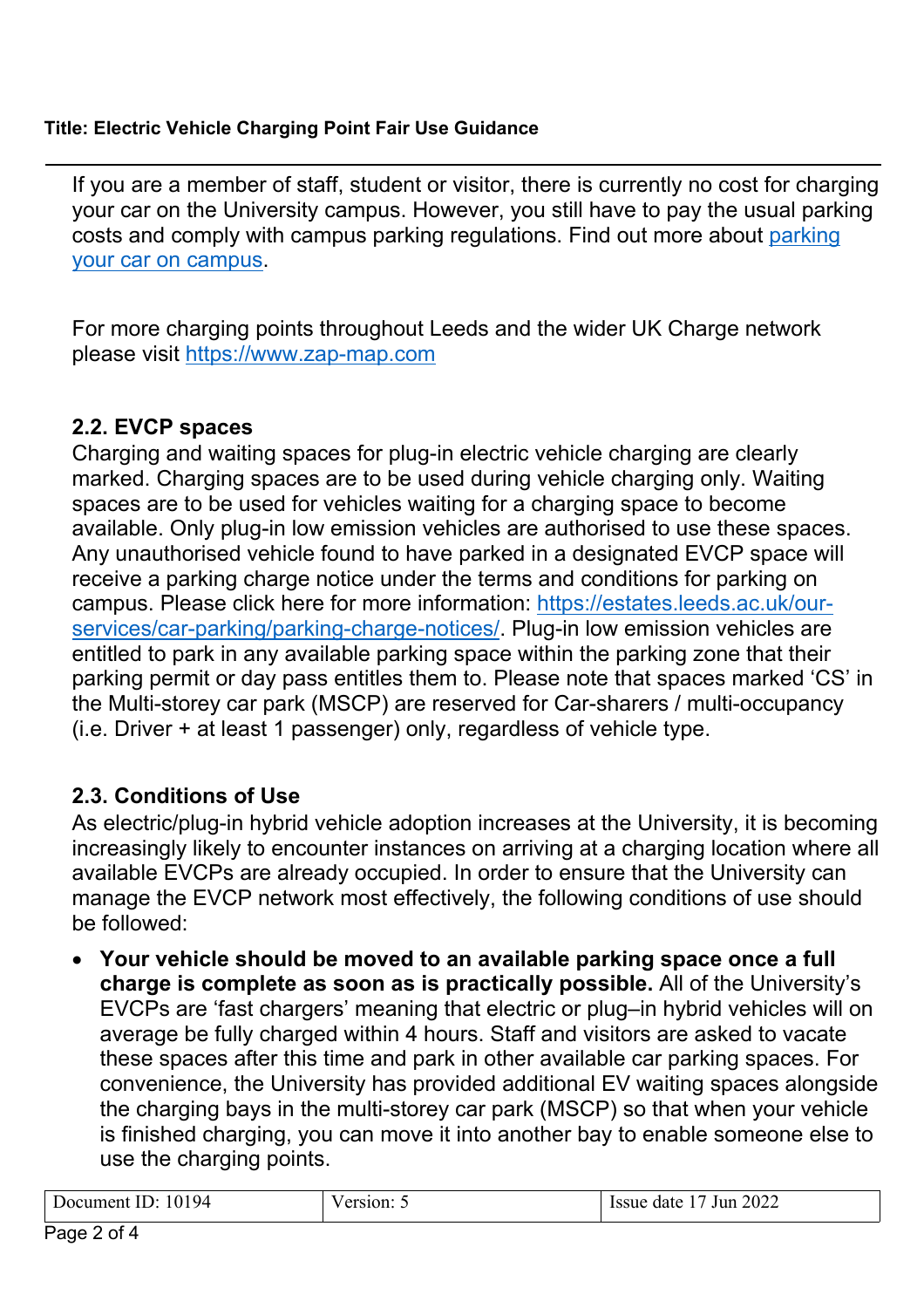If you are a member of staff, student or visitor, there is currently no cost for charging your car on the University campus. However, you still have to pay the usual parking costs and comply with campus parking regulations. Find out more about [parking your car on campus](#).

For more charging points throughout Leeds and the wider UK Charge network please visit [https://www.zap-map.com](https://www.zap-map.com)

### 2.2. EVCP spaces

Charging and waiting spaces for plug-in electric vehicle charging are clearly marked. Charging spaces are to be used during vehicle charging only. Waiting spaces are to be used for vehicles waiting for a charging space to become available. Only plug-in low emission vehicles are authorised to use these spaces. Any unauthorised vehicle found to have parked in a designated EVCP space will receive a parking charge notice under the terms and conditions for parking on campus. Please click here for more information: [https://estates.leeds.ac.uk/our-services/car-parking/parking-charge-notices/](https://estates.leeds.ac.uk/our-services/car-parking/parking-charge-notices/). Plug-in low emission vehicles are entitled to park in any available parking space within the parking zone that their parking permit or day pass entitles them to. Please note that spaces marked 'CS' in the Multi-storey car park (MSCP) are reserved for Car-sharers / multi-occupancy (i.e. Driver + at least 1 passenger) only, regardless of vehicle type.

### 2.3. Conditions of Use

As electric/plug-in hybrid vehicle adoption increases at the University, it is becoming increasingly likely to encounter instances on arriving at a charging location where all available EVCPs are already occupied. In order to ensure that the University can manage the EVCP network most effectively, the following conditions of use should be followed:

- **Your vehicle should be moved to an available parking space once a full charge is complete as soon as is practically possible.** All of the University's EVCPs are 'fast chargers' meaning that electric or plug–in hybrid vehicles will on average be fully charged within 4 hours. Staff and visitors are asked to vacate these spaces after this time and park in other available car parking spaces. For convenience, the University has provided additional EV waiting spaces alongside the charging bays in the multi-storey car park (MSCP) so that when your vehicle is finished charging, you can move it into another bay to enable someone else to use the charging points.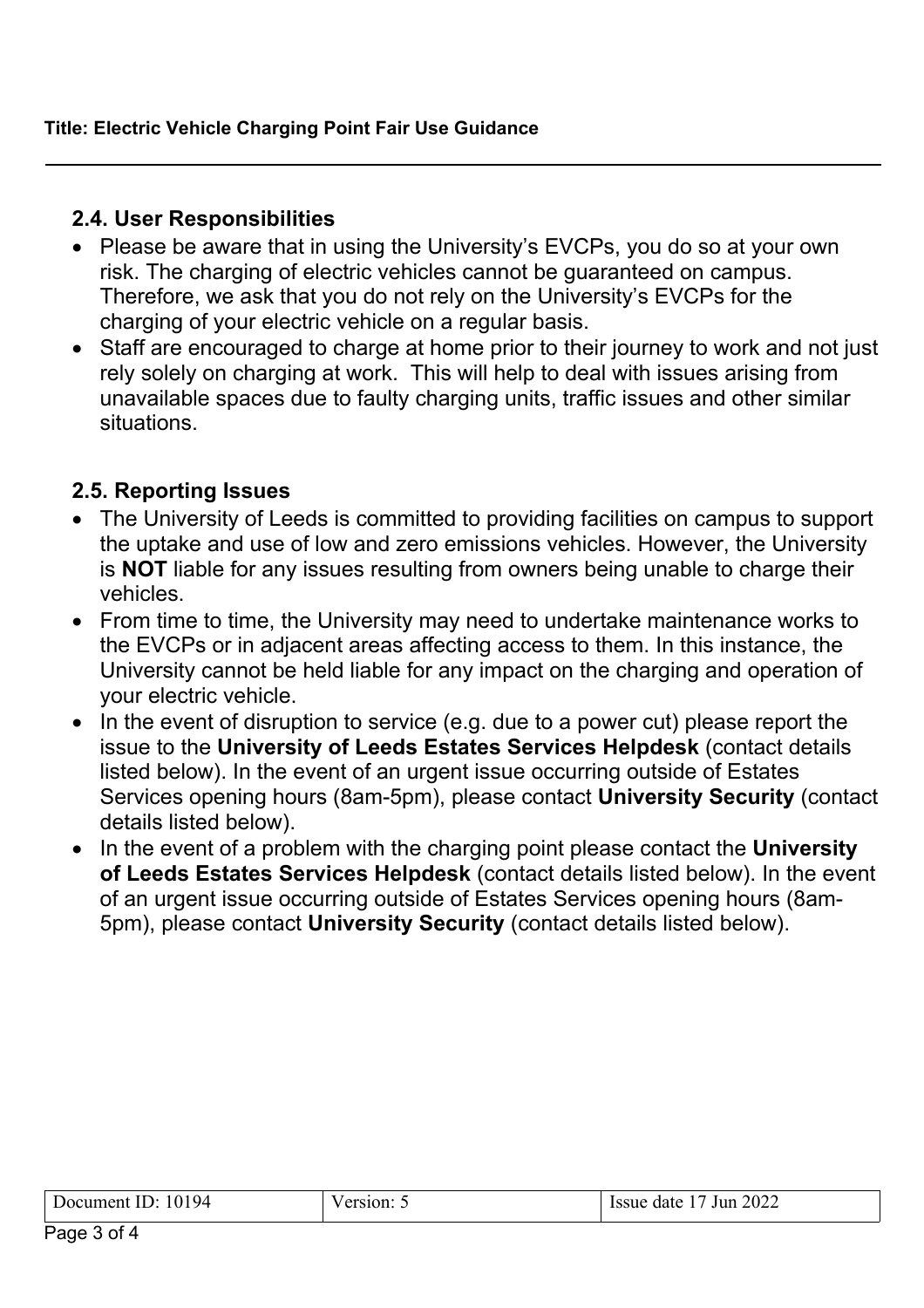## 2.4. User Responsibilities

- Please be aware that in using the University's EVCPs, you do so at your own risk. The charging of electric vehicles cannot be guaranteed on campus. Therefore, we ask that you do not rely on the University's EVCPs for the charging of your electric vehicle on a regular basis.
- Staff are encouraged to charge at home prior to their journey to work and not just rely solely on charging at work. This will help to deal with issues arising from unavailable spaces due to faulty charging units, traffic issues and other similar situations.

## 2.5. Reporting Issues

- The University of Leeds is committed to providing facilities on campus to support the uptake and use of low and zero emissions vehicles. However, the University is **NOT** liable for any issues resulting from owners being unable to charge their vehicles.
- From time to time, the University may need to undertake maintenance works to the EVCPs or in adjacent areas affecting access to them. In this instance, the University cannot be held liable for any impact on the charging and operation of your electric vehicle.
- In the event of disruption to service (e.g. due to a power cut) please report the issue to the **University of Leeds Estates Services Helpdesk** (contact details listed below). In the event of an urgent issue occurring outside of Estates Services opening hours (8am-5pm), please contact **University Security** (contact details listed below).
- In the event of a problem with the charging point please contact the **University of Leeds Estates Services Helpdesk** (contact details listed below). In the event of an urgent issue occurring outside of Estates Services opening hours (8am-5pm), please contact **University Security** (contact details listed below).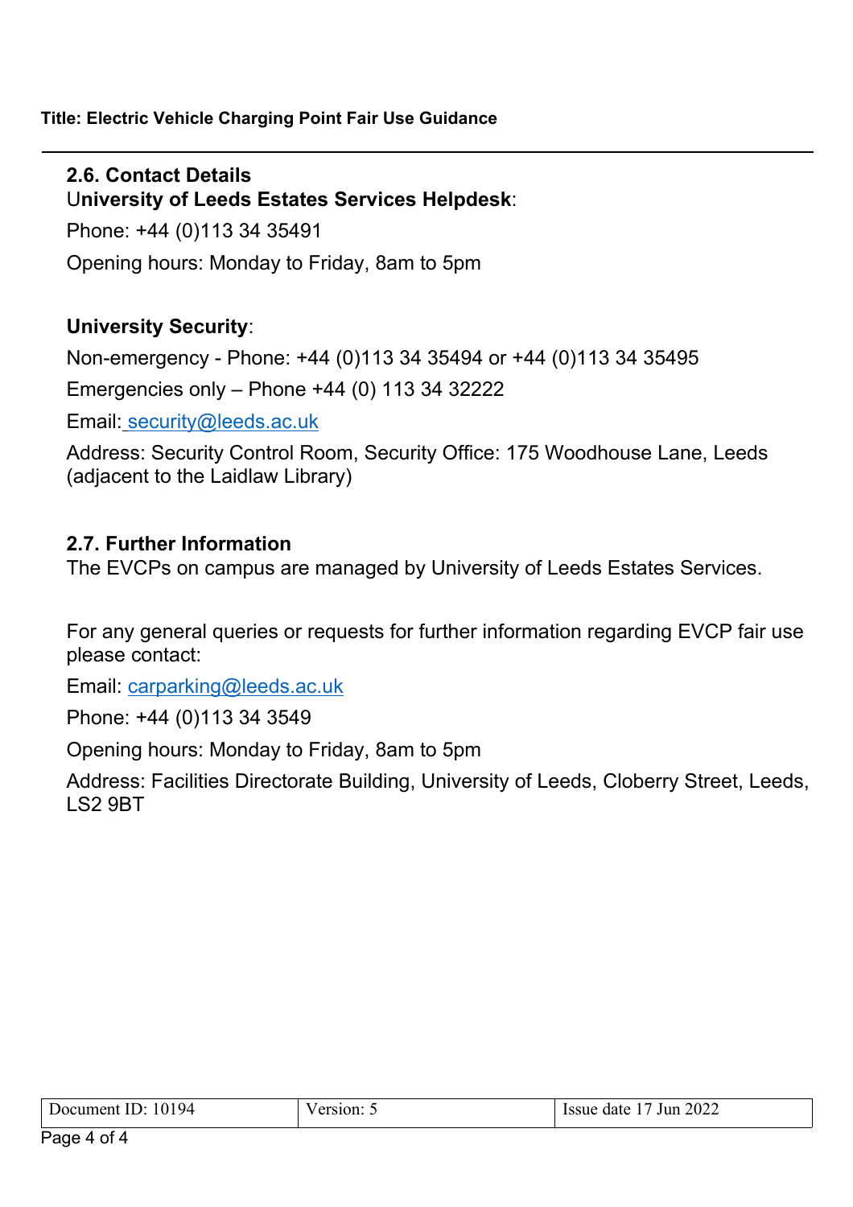## 2.6. Contact Details

**University of Leeds Estates Services Helpdesk**:

Phone: +44 (0)113 34 35491

Opening hours: Monday to Friday, 8am to 5pm

**University Security**:

Non-emergency - Phone: +44 (0)113 34 35494 or +44 (0)113 34 35495

Emergencies only – Phone +44 (0) 113 34 32222

Email: security@leeds.ac.uk

Address: Security Control Room, Security Office: 175 Woodhouse Lane, Leeds (adjacent to the Laidlaw Library)

## 2.7. Further Information

The EVCPs on campus are managed by University of Leeds Estates Services.

For any general queries or requests for further information regarding EVCP fair use please contact:

Email: carparking@leeds.ac.uk

Phone: +44 (0)113 34 3549

Opening hours: Monday to Friday, 8am to 5pm

Address: Facilities Directorate Building, University of Leeds, Cloberry Street, Leeds, LS2 9BT